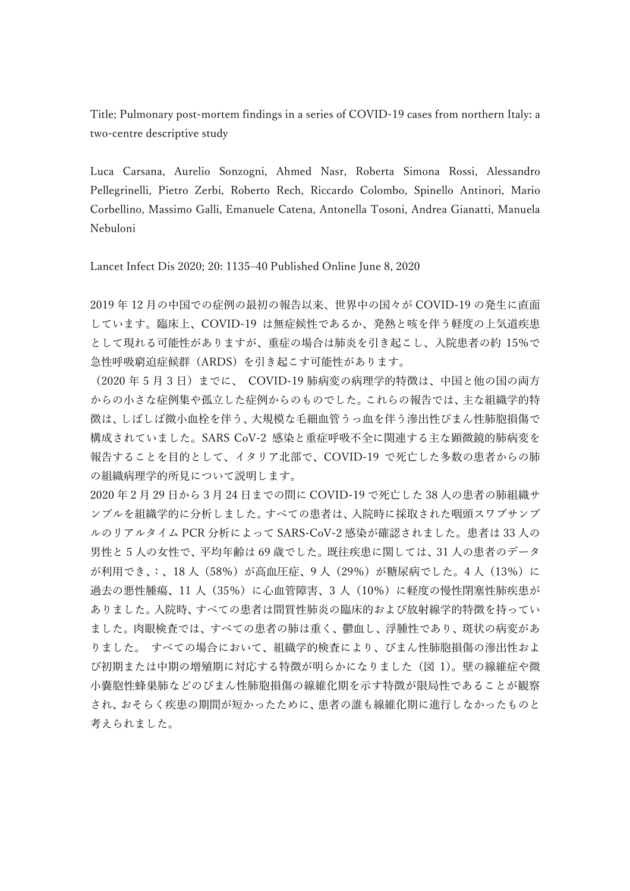Title; Pulmonary post-mortem findings in a series of COVID-19 cases from northern Italy: a two-centre descriptive study

Luca Carsana, Aurelio Sonzogni, Ahmed Nasr, Roberta Simona Rossi, Alessandro Pellegrinelli, Pietro Zerbi, Roberto Rech, Riccardo Colombo, Spinello Antinori, Mario Corbellino, Massimo Galli, Emanuele Catena, Antonella Tosoni, Andrea Gianatti, Manuela Nebuloni

Lancet Infect Dis 2020; 20: 1135–40 Published Online June 8, 2020

2019年12月の中国での症例の最初の報告以来、世界中の国々がCOVID-19の発生に直面しています。臨床上、COVID-19 は無症候性であるか、発熱と咳を伴う軽度の上気道疾患として現れる可能性がありますが、重症の場合は肺炎を引き起こし、入院患者の約 15%で急性呼吸窮迫症候群（ARDS）を引き起こす可能性があります。

（2020年5月3日）までに、 COVID-19肺病変の病理学的特徴は、中国と他の国の両方からの小さな症例集や孤立した症例からのものでした。これらの報告では、主な組織学的特徴は、しばしば微小血栓を伴う、大規模な毛細血管うっ血を伴う滲出性びまん性肺胞損傷で構成されていました。SARS CoV-2 感染と重症呼吸不全に関連する主な顕微鏡的肺病変を報告することを目的として、イタリア北部で、COVID-19 で死亡した多数の患者からの肺の組織病理学的所見について説明します。

2020年2月29日から3月24日までの間にCOVID-19で死亡した38人の患者の肺組織サンプルを組織学的に分析しました。すべての患者は、入院時に採取された咽頭スワブサンプルのリアルタイムPCR分析によってSARS-CoV-2感染が確認されました。患者は33人の男性と5人の女性で、平均年齢は69歳でした。既往疾患に関しては、31人の患者のデータが利用でき、:、18人（58%）が高血圧症、9人（29%）が糖尿病でした。4人（13%）に過去の悪性腫瘍、11人（35%）に心血管障害、3人（10%）に軽度の慢性閉塞性肺疾患がありました。入院時、すべての患者は間質性肺炎の臨床的および放射線学的特徴を持っていました。肉眼検査では、すべての患者の肺は重く、鬱血し、浮腫性であり、斑状の病変がありました。 すべての場合において、組織学的検査により、びまん性肺胞損傷の滲出性および初期または中期の増殖期に対応する特徴が明らかになりました（図 1)。壁の線維症や微小嚢胞性蜂巣肺などのびまん性肺胞損傷の線維化期を示す特徴が限局性であることが観察され、おそらく疾患の期間が短かったために、患者の誰も線維化期に進行しなかったものと考えられました。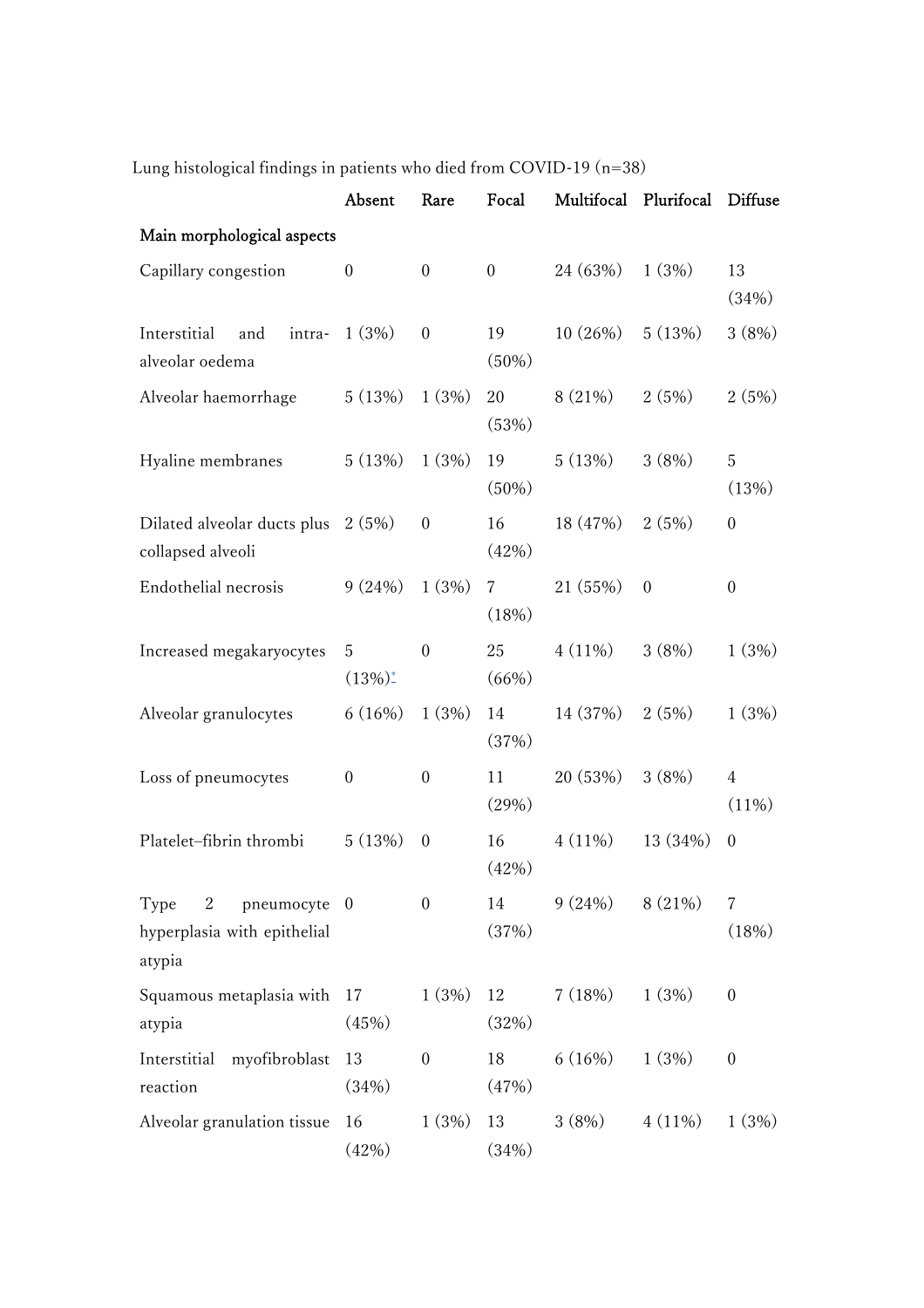Lung histological findings in patients who died from COVID-19 (n=38)

| | Absent | Rare | Focal | Multifocal | Plurifocal | Diffuse |
|---|---|---|---|---|---|---|
| **Main morphological aspects** | | | | | | |
| Capillary congestion | 0 | 0 | 0 | 24 (63%) | 1 (3%) | 13 (34%) |
| Interstitial and intra-alveolar oedema | 1 (3%) | 0 | 19 (50%) | 10 (26%) | 5 (13%) | 3 (8%) |
| Alveolar haemorrhage | 5 (13%) | 1 (3%) | 20 (53%) | 8 (21%) | 2 (5%) | 2 (5%) |
| Hyaline membranes | 5 (13%) | 1 (3%) | 19 (50%) | 5 (13%) | 3 (8%) | 5 (13%) |
| Dilated alveolar ducts plus collapsed alveoli | 2 (5%) | 0 | 16 (42%) | 18 (47%) | 2 (5%) | 0 |
| Endothelial necrosis | 9 (24%) | 1 (3%) | 7 (18%) | 21 (55%) | 0 | 0 |
| Increased megakaryocytes | 5 (13%)* | 0 | 25 (66%) | 4 (11%) | 3 (8%) | 1 (3%) |
| Alveolar granulocytes | 6 (16%) | 1 (3%) | 14 (37%) | 14 (37%) | 2 (5%) | 1 (3%) |
| Loss of pneumocytes | 0 | 0 | 11 (29%) | 20 (53%) | 3 (8%) | 4 (11%) |
| Platelet–fibrin thrombi | 5 (13%) | 0 | 16 (42%) | 4 (11%) | 13 (34%) | 0 |
| Type 2 pneumocyte hyperplasia with epithelial atypia | 0 | 0 | 14 (37%) | 9 (24%) | 8 (21%) | 7 (18%) |
| Squamous metaplasia with atypia | 17 (45%) | 1 (3%) | 12 (32%) | 7 (18%) | 1 (3%) | 0 |
| Interstitial myofibroblast reaction | 13 (34%) | 0 | 18 (47%) | 6 (16%) | 1 (3%) | 0 |
| Alveolar granulation tissue | 16 (42%) | 1 (3%) | 13 (34%) | 3 (8%) | 4 (11%) | 1 (3%) |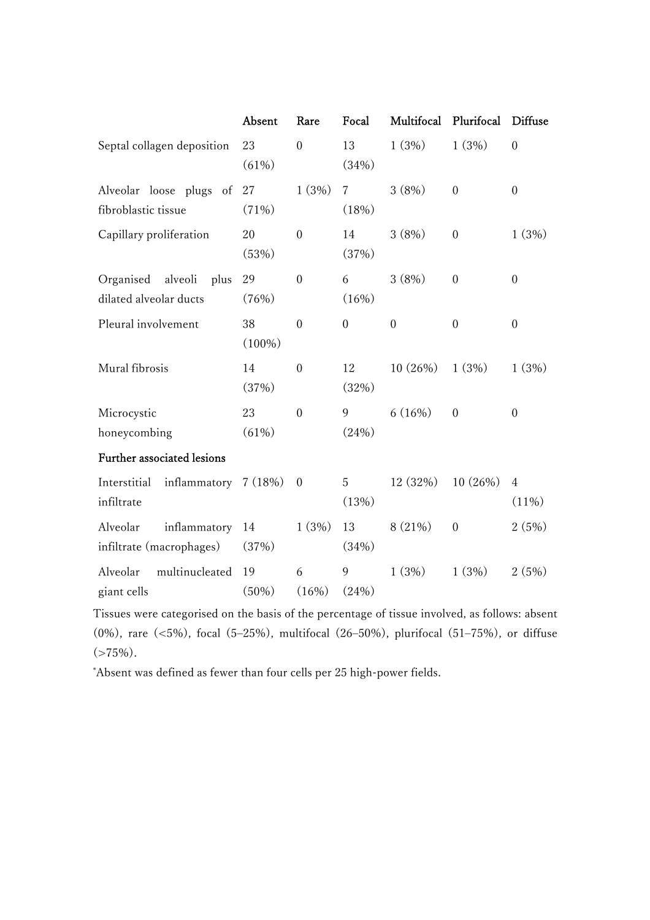| | Absent | Rare | Focal | Multifocal | Plurifocal | Diffuse |
|---|---|---|---|---|---|---|
| Septal collagen deposition | 23 (61%) | 0 | 13 (34%) | 1 (3%) | 1 (3%) | 0 |
| Alveolar loose plugs of fibroblastic tissue | 27 (71%) | 1 (3%) | 7 (18%) | 3 (8%) | 0 | 0 |
| Capillary proliferation | 20 (53%) | 0 | 14 (37%) | 3 (8%) | 0 | 1 (3%) |
| Organised alveoli plus dilated alveolar ducts | 29 (76%) | 0 | 6 (16%) | 3 (8%) | 0 | 0 |
| Pleural involvement | 38 (100%) | 0 | 0 | 0 | 0 | 0 |
| Mural fibrosis | 14 (37%) | 0 | 12 (32%) | 10 (26%) | 1 (3%) | 1 (3%) |
| Microcystic honeycombing | 23 (61%) | 0 | 9 (24%) | 6 (16%) | 0 | 0 |
| **Further associated lesions** | | | | | | |
| Interstitial inflammatory infiltrate | 7 (18%) | 0 | 5 (13%) | 12 (32%) | 10 (26%) | 4 (11%) |
| Alveolar inflammatory infiltrate (macrophages) | 14 (37%) | 1 (3%) | 13 (34%) | 8 (21%) | 0 | 2 (5%) |
| Alveolar multinucleated giant cells | 19 (50%) | 6 (16%) | 9 (24%) | 1 (3%) | 1 (3%) | 2 (5%) |

Tissues were categorised on the basis of the percentage of tissue involved, as follows: absent (0%), rare (<5%), focal (5–25%), multifocal (26–50%), plurifocal (51–75%), or diffuse (>75%).

*Absent was defined as fewer than four cells per 25 high-power fields.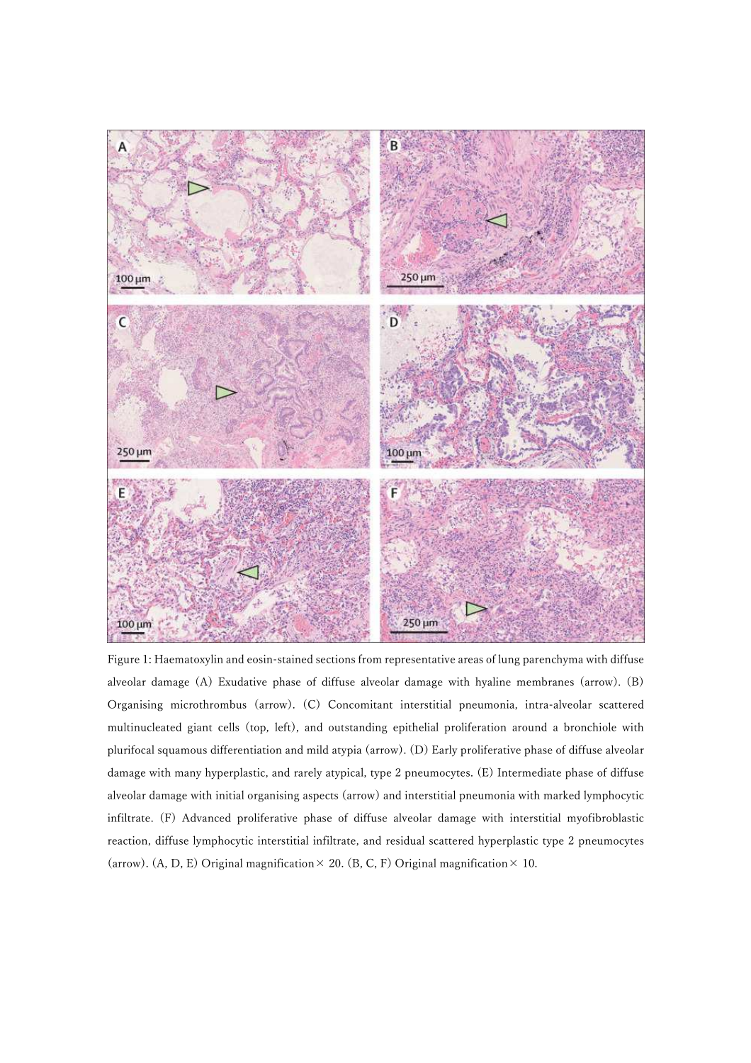Figure 1: Haematoxylin and eosin-stained sections from representative areas of lung parenchyma with diffuse alveolar damage (A) Exudative phase of diffuse alveolar damage with hyaline membranes (arrow). (B) Organising microthrombus (arrow). (C) Concomitant interstitial pneumonia, intra-alveolar scattered multinucleated giant cells (top, left), and outstanding epithelial proliferation around a bronchiole with plurifocal squamous differentiation and mild atypia (arrow). (D) Early proliferative phase of diffuse alveolar damage with many hyperplastic, and rarely atypical, type 2 pneumocytes. (E) Intermediate phase of diffuse alveolar damage with initial organising aspects (arrow) and interstitial pneumonia with marked lymphocytic infiltrate. (F) Advanced proliferative phase of diffuse alveolar damage with interstitial myofibroblastic reaction, diffuse lymphocytic interstitial infiltrate, and residual scattered hyperplastic type 2 pneumocytes (arrow). (A, D, E) Original magnification × 20. (B, C, F) Original magnification × 10.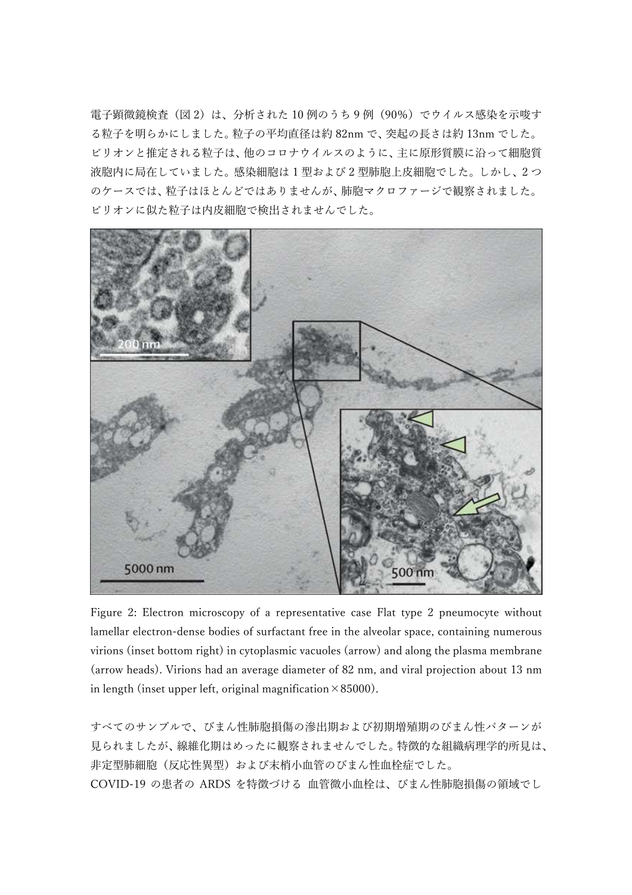電子顕微鏡検査（図 2）は、分析された 10 例のうち 9 例（90%）でウイルス感染を示唆する粒子を明らかにしました。粒子の平均直径は約 82nm で、突起の長さは約 13nm でした。ビリオンと推定される粒子は、他のコロナウイルスのように、主に原形質膜に沿って細胞質液胞内に局在していました。感染細胞は 1 型および 2 型肺胞上皮細胞でした。しかし、2 つのケースでは、粒子はほとんどではありませんが、肺胞マクロファージで観察されました。ビリオンに似た粒子は内皮細胞で検出されませんでした。

Figure 2: Electron microscopy of a representative case Flat type 2 pneumocyte without lamellar electron-dense bodies of surfactant free in the alveolar space, containing numerous virions (inset bottom right) in cytoplasmic vacuoles (arrow) and along the plasma membrane (arrow heads). Virions had an average diameter of 82 nm, and viral projection about 13 nm in length (inset upper left, original magnification×85000).

すべてのサンプルで、びまん性肺胞損傷の滲出期および初期増殖期のびまん性パターンが見られましたが、線維化期はめったに観察されませんでした。特徴的な組織病理学的所見は、非定型肺細胞（反応性異型）および末梢小血管のびまん性血栓症でした。

COVID-19 の患者の ARDS を特徴づける 血管微小血栓は、びまん性肺胞損傷の領域でし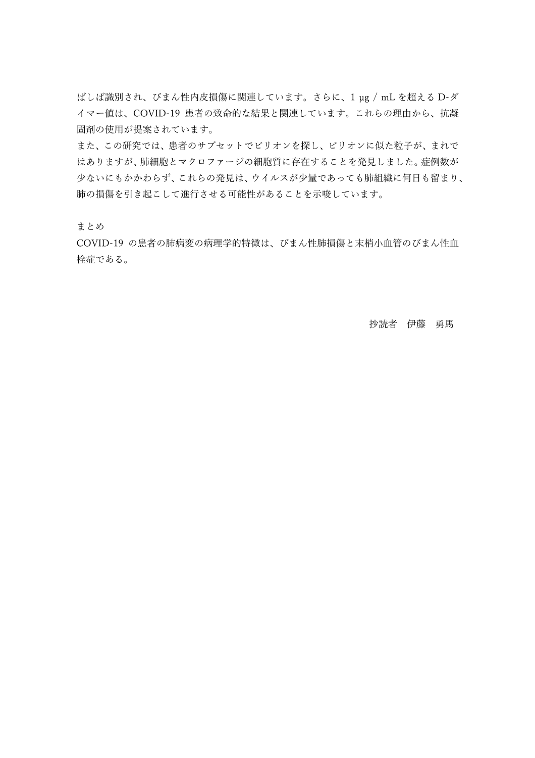ばしば識別され、びまん性内皮損傷に関連しています。さらに、1 µg / mL を超える D-ダイマー値は、COVID-19 患者の致命的な結果と関連しています。これらの理由から、抗凝固剤の使用が提案されています。

また、この研究では、患者のサブセットでビリオンを探し、ビリオンに似た粒子が、まれではありますが、肺細胞とマクロファージの細胞質に存在することを発見しました。症例数が少ないにもかかわらず、これらの発見は、ウイルスが少量であっても肺組織に何日も留まり、肺の損傷を引き起こして進行させる可能性があることを示唆しています。

まとめ

COVID-19 の患者の肺病変の病理学的特徴は、びまん性肺損傷と末梢小血管のびまん性血栓症である。

抄読者　伊藤　勇馬